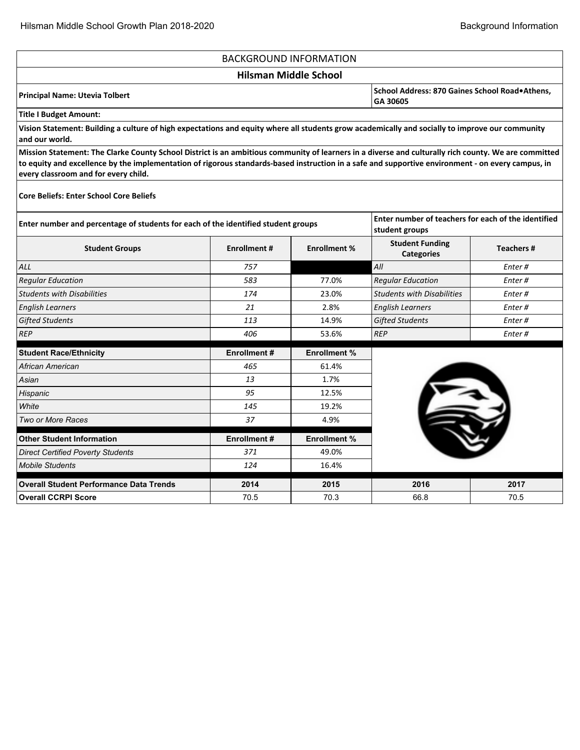# BACKGROUND INFORMATION

## Hilsman Middle School

**Principal Name: Utevia Tolbert**

**School Address: 870 Gaines School Road•Athens, GA 30605**

**Title I Budget Amount:**

**Vision Statement: Building a culture of high expectations and equity where all students grow academically and socially to improve our community and our world.**

**Mission Statement: The Clarke County School District is an ambitious community of learners in a diverse and culturally rich county. We are committed to equity and excellence by the implementation of rigorous standards-based instruction in a safe and supportive environment - on every campus, in every classroom and for every child.**

**Core Beliefs: Enter School Core Beliefs**

| Enter number and percentage of students for each of the identified student groups | | | Enter number of teachers for each of the identified student groups | |
|---|---|---|---|---|
| **Student Groups** | **Enrollment #** | **Enrollment %** | **Student Funding Categories** | **Teachers #** |
| *ALL* | *757* | | *All* | *Enter #* |
| *Regular Education* | *583* | 77.0% | *Regular Education* | *Enter #* |
| *Students with Disabilities* | *174* | 23.0% | *Students with Disabilities* | *Enter #* |
| *English Learners* | *21* | 2.8% | *English Learners* | *Enter #* |
| *Gifted Students* | *113* | 14.9% | *Gifted Students* | *Enter #* |
| *REP* | *406* | 53.6% | *REP* | *Enter #* |

| **Student Race/Ethnicity** | **Enrollment #** | **Enrollment %** |
|---|---|---|
| *African American* | *465* | 61.4% |
| *Asian* | *13* | 1.7% |
| *Hispanic* | *95* | 12.5% |
| *White* | *145* | 19.2% |
| *Two or More Races* | *37* | 4.9% |

| **Other Student Information** | **Enrollment #** | **Enrollment %** |
|---|---|---|
| *Direct Certified Poverty Students* | *371* | 49.0% |
| *Mobile Students* | *124* | 16.4% |

| **Overall Student Performance Data Trends** | **2014** | **2015** | **2016** | **2017** |
|---|---|---|---|---|
| **Overall CCRPI Score** | 70.5 | 70.3 | 66.8 | 70.5 |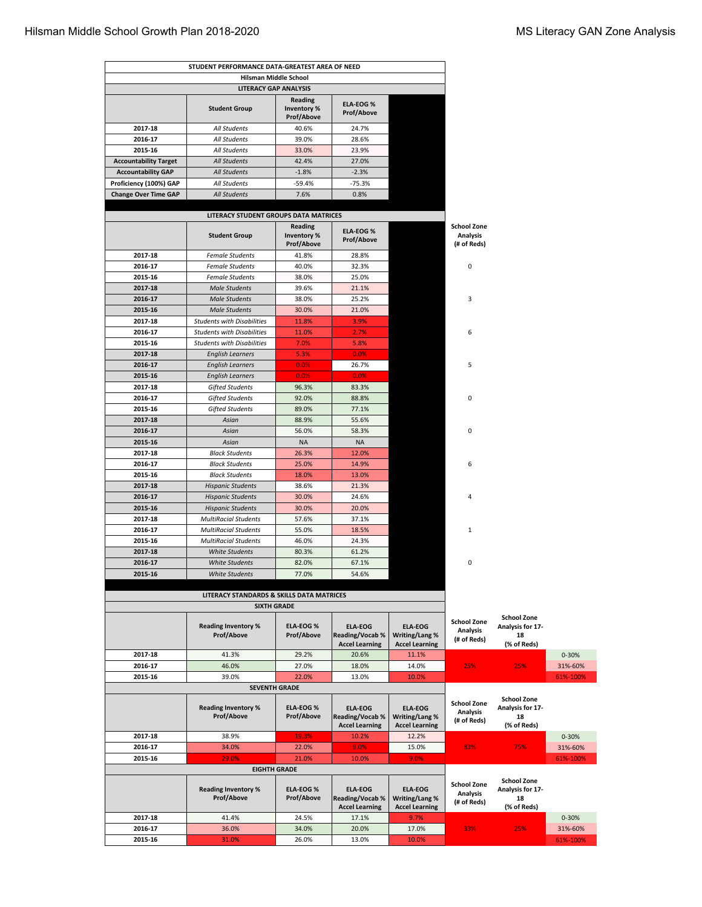## STUDENT PERFORMANCE DATA-GREATEST AREA OF NEED

### Hilsman Middle School

#### LITERACY GAP ANALYSIS

| | Student Group | Reading Inventory % Prof/Above | ELA-EOG % Prof/Above |
|---|---|---|---|
| **2017-18** | *All Students* | 40.6% | 24.7% |
| **2016-17** | *All Students* | 39.0% | 28.6% |
| **2015-16** | *All Students* | 33.0% | 23.9% |
| **Accountability Target** | *All Students* | 42.4% | 27.0% |
| **Accountability GAP** | *All Students* | -1.8% | -2.3% |
| **Proficiency (100%) GAP** | *All Students* | -59.4% | -75.3% |
| **Change Over Time GAP** | *All Students* | 7.6% | 0.8% |

#### LITERACY STUDENT GROUPS DATA MATRICES

| | Student Group | Reading Inventory % Prof/Above | ELA-EOG % Prof/Above | School Zone Analysis (# of Reds) |
|---|---|---|---|---|
| **2017-18** | *Female Students* | 41.8% | 28.8% | |
| **2016-17** | *Female Students* | 40.0% | 32.3% | 0 |
| **2015-16** | *Female Students* | 38.0% | 25.0% | |
| **2017-18** | *Male Students* | 39.6% | 21.1% | |
| **2016-17** | *Male Students* | 38.0% | 25.2% | 3 |
| **2015-16** | *Male Students* | 30.0% | 21.0% | |
| **2017-18** | *Students with Disabilities* | 11.8% | 3.9% | |
| **2016-17** | *Students with Disabilities* | 11.0% | 2.7% | 6 |
| **2015-16** | *Students with Disabilities* | 7.0% | 5.8% | |
| **2017-18** | *English Learners* | 5.3% | 0.0% | |
| **2016-17** | *English Learners* | 0.0% | 26.7% | 5 |
| **2015-16** | *English Learners* | 0.0% | 0.0% | |
| **2017-18** | *Gifted Students* | 96.3% | 83.3% | |
| **2016-17** | *Gifted Students* | 92.0% | 88.8% | 0 |
| **2015-16** | *Gifted Students* | 89.0% | 77.1% | |
| **2017-18** | *Asian* | 88.9% | 55.6% | |
| **2016-17** | *Asian* | 56.0% | 58.3% | 0 |
| **2015-16** | *Asian* | NA | NA | |
| **2017-18** | *Black Students* | 26.3% | 12.0% | |
| **2016-17** | *Black Students* | 25.0% | 14.9% | 6 |
| **2015-16** | *Black Students* | 18.0% | 13.0% | |
| **2017-18** | *Hispanic Students* | 38.6% | 21.3% | |
| **2016-17** | *Hispanic Students* | 30.0% | 24.6% | 4 |
| **2015-16** | *Hispanic Students* | 30.0% | 20.0% | |
| **2017-18** | *MultiRacial Students* | 57.6% | 37.1% | |
| **2016-17** | *MultiRacial Students* | 55.0% | 18.5% | 1 |
| **2015-16** | *MultiRacial Students* | 46.0% | 24.3% | |
| **2017-18** | *White Students* | 80.3% | 61.2% | |
| **2016-17** | *White Students* | 82.0% | 67.1% | 0 |
| **2015-16** | *White Students* | 77.0% | 54.6% | |

#### LITERACY STANDARDS & SKILLS DATA MATRICES

##### SIXTH GRADE

| | Reading Inventory % Prof/Above | ELA-EOG % Prof/Above | ELA-EOG Reading/Vocab % Accel Learning | ELA-EOG Writing/Lang % Accel Learning | School Zone Analysis (# of Reds) | School Zone Analysis for 17-18 (% of Reds) | |
|---|---|---|---|---|---|---|---|
| **2017-18** | 41.3% | 29.2% | 20.6% | 11.1% | | | 0-30% |
| **2016-17** | 46.0% | 27.0% | 18.0% | 14.0% | 25% | 25% | 31%-60% |
| **2015-16** | 39.0% | 22.0% | 13.0% | 10.0% | | | 61%-100% |

##### SEVENTH GRADE

| | Reading Inventory % Prof/Above | ELA-EOG % Prof/Above | ELA-EOG Reading/Vocab % Accel Learning | ELA-EOG Writing/Lang % Accel Learning | School Zone Analysis (# of Reds) | School Zone Analysis for 17-18 (% of Reds) | |
|---|---|---|---|---|---|---|---|
| **2017-18** | 38.9% | 19.3% | 10.2% | 12.2% | | | 0-30% |
| **2016-17** | 34.0% | 22.0% | 9.0% | 15.0% | 83% | 75% | 31%-60% |
| **2015-16** | 29.0% | 21.0% | 10.0% | 9.0% | | | 61%-100% |

##### EIGHTH GRADE

| | Reading Inventory % Prof/Above | ELA-EOG % Prof/Above | ELA-EOG Reading/Vocab % Accel Learning | ELA-EOG Writing/Lang % Accel Learning | School Zone Analysis (# of Reds) | School Zone Analysis for 17-18 (% of Reds) | |
|---|---|---|---|---|---|---|---|
| **2017-18** | 41.4% | 24.5% | 17.1% | 9.7% | | | 0-30% |
| **2016-17** | 36.0% | 34.0% | 20.0% | 17.0% | 33% | 25% | 31%-60% |
| **2015-16** | 31.0% | 26.0% | 13.0% | 10.0% | | | 61%-100% |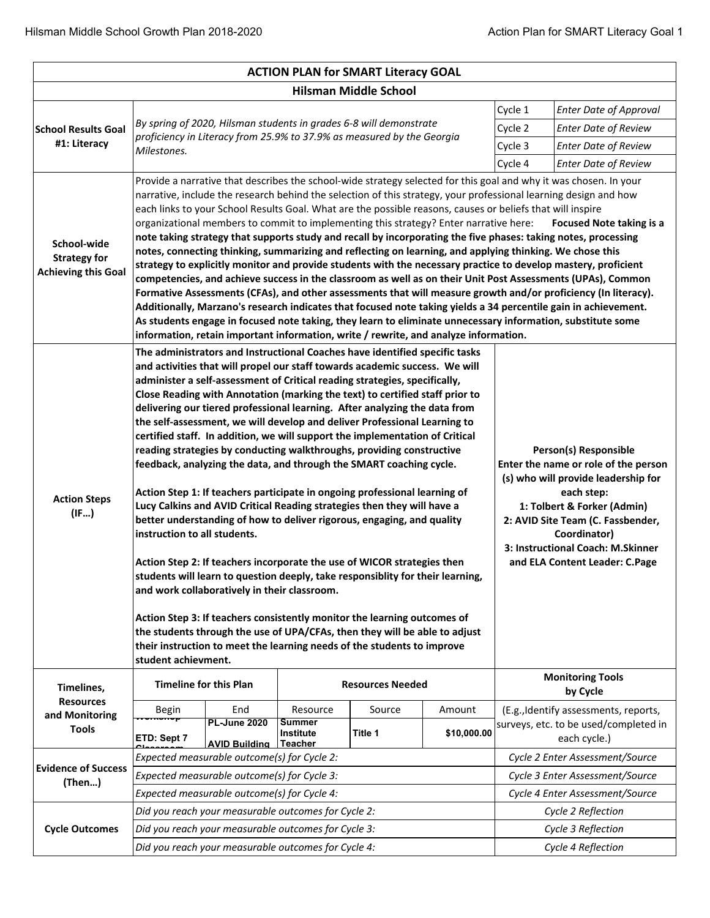| ACTION PLAN for SMART Literacy GOAL | | | | | | |
|---|---|---|---|---|---|---|
| **Hilsman Middle School** | | | | | | |
| **School Results Goal #1: Literacy** | *By spring of 2020, Hilsman students in grades 6-8 will demonstrate proficiency in Literacy from 25.9% to 37.9% as measured by the Georgia Milestones.* | | | | Cycle 1 | *Enter Date of Approval* |
| | | | | | Cycle 2 | *Enter Date of Review* |
| | | | | | Cycle 3 | *Enter Date of Review* |
| | | | | | Cycle 4 | *Enter Date of Review* |
| **School-wide Strategy for Achieving this Goal** | Provide a narrative that describes the school-wide strategy selected for this goal and why it was chosen. In your narrative, include the research behind the selection of this strategy, your professional learning design and how each links to your School Results Goal. What are the possible reasons, causes or beliefs that will inspire organizational members to commit to implementing this strategy? Enter narrative here: **Focused Note taking is a note taking strategy that supports study and recall by incorporating the five phases: taking notes, processing notes, connecting thinking, summarizing and reflecting on learning, and applying thinking. We chose this strategy to explicitly monitor and provide students with the necessary practice to develop mastery, proficient competencies, and achieve success in the classroom as well as on their Unit Post Assessments (UPAs), Common Formative Assessments (CFAs), and other assessments that will measure growth and/or proficiency (In literacy). Additionally, Marzano's research indicates that focused note taking yields a 34 percentile gain in achievement. As students engage in focused note taking, they learn to eliminate unnecessary information, substitute some information, retain important information, write / rewrite, and analyze information.** | | | | | |
| **Action Steps (IF…)** | **The administrators and Instructional Coaches have identified specific tasks and activities that will propel our staff towards academic success. We will administer a self-assessment of Critical reading strategies, specifically, Close Reading with Annotation (marking the text) to certified staff prior to delivering our tiered professional learning. After analyzing the data from the self-assessment, we will develop and deliver Professional Learning to certified staff. In addition, we will support the implementation of Critical reading strategies by conducting walkthroughs, providing constructive feedback, analyzing the data, and through the SMART coaching cycle.**<br><br>**Action Step 1: If teachers participate in ongoing professional learning of Lucy Calkins and AVID Critical Reading strategies then they will have a better understanding of how to deliver rigorous, engaging, and quality instruction to all students.**<br><br>**Action Step 2: If teachers incorporate the use of WICOR strategies then students will learn to question deeply, take responsiblity for their learning, and work collaboratively in their classroom.**<br><br>**Action Step 3: If teachers consistently monitor the learning outcomes of the students through the use of UPA/CFAs, then they will be able to adjust their instruction to meet the learning needs of the students to improve student achievment.** | | | | **Person(s) Responsible**<br>**Enter the name or role of the person (s) who will provide leadership for each step:**<br>**1: Tolbert & Forker (Admin)**<br>**2: AVID Site Team (C. Fassbender, Coordinator)**<br>**3: Instructional Coach: M.Skinner and ELA Content Leader: C.Page** | |
| **Timelines, Resources and Monitoring Tools** | **Timeline for this Plan** | | **Resources Needed** | | | **Monitoring Tools by Cycle** |
| | Begin | End | Resource | Source | Amount | (E.g.,Identify assessments, reports, surveys, etc. to be used/completed in each cycle.) |
| | **Workshop ETD: Sept 7 Classroom** | **PL-June 2020 AVID Building** | **Summer Institute Teacher** | **Title 1** | **$10,000.00** | |
| **Evidence of Success (Then…)** | *Expected measurable outcome(s) for Cycle 2:* | | | | | *Cycle 2 Enter Assessment/Source* |
| | *Expected measurable outcome(s) for Cycle 3:* | | | | | *Cycle 3 Enter Assessment/Source* |
| | *Expected measurable outcome(s) for Cycle 4:* | | | | | *Cycle 4 Enter Assessment/Source* |
| **Cycle Outcomes** | *Did you reach your measurable outcomes for Cycle 2:* | | | | | *Cycle 2 Reflection* |
| | *Did you reach your measurable outcomes for Cycle 3:* | | | | | *Cycle 3 Reflection* |
| | *Did you reach your measurable outcomes for Cycle 4:* | | | | | *Cycle 4 Reflection* |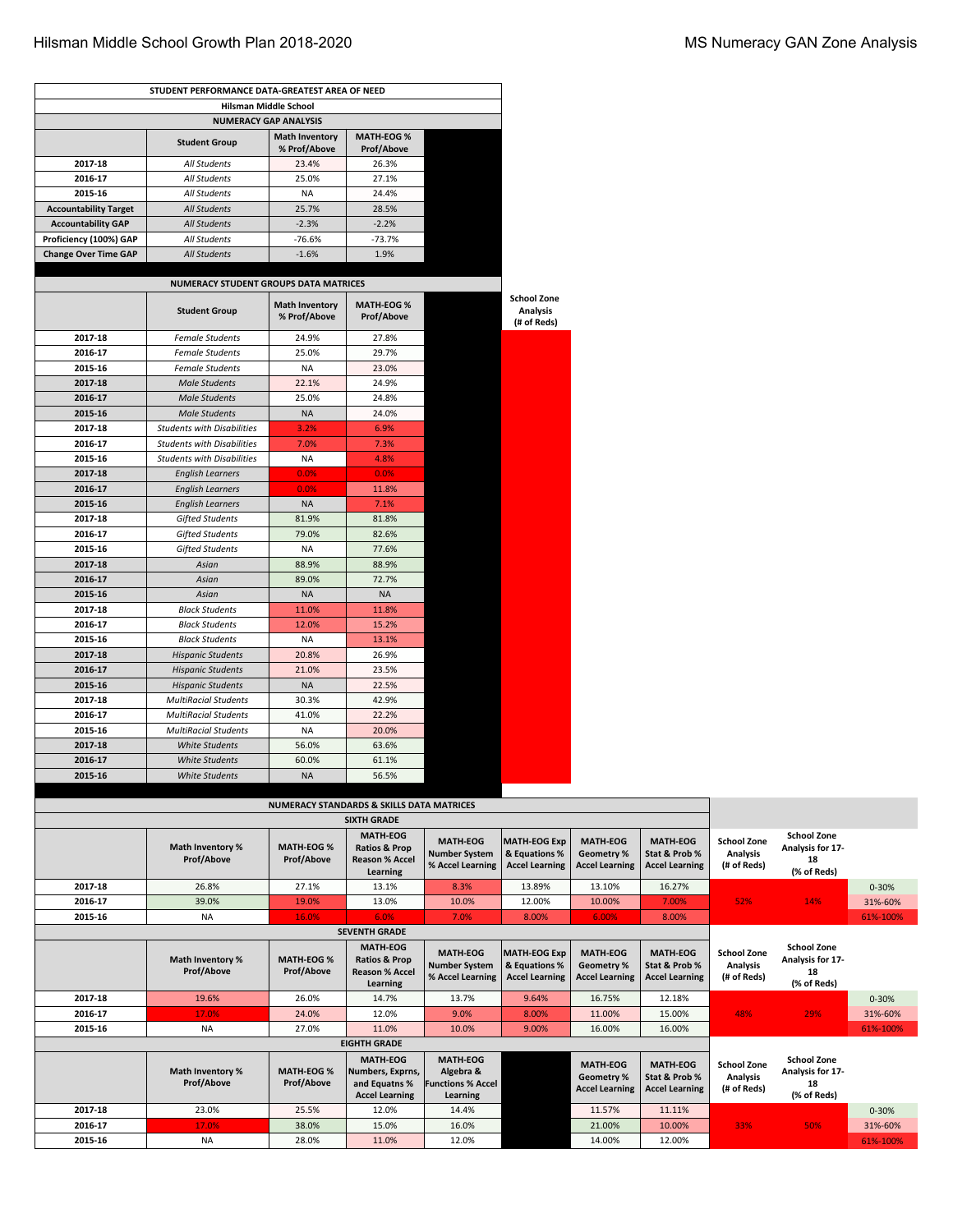# Hilsman Middle School Growth Plan 2018-2020

## MS Numeracy GAN Zone Analysis

| STUDENT PERFORMANCE DATA-GREATEST AREA OF NEED | | | |
|---|---|---|---|
| **Hilsman Middle School** | | | |
| **NUMERACY GAP ANALYSIS** | | | |
| | **Student Group** | **Math Inventory % Prof/Above** | **MATH-EOG % Prof/Above** |
| **2017-18** | *All Students* | 23.4% | 26.3% |
| **2016-17** | *All Students* | 25.0% | 27.1% |
| **2015-16** | *All Students* | NA | 24.4% |
| **Accountability Target** | *All Students* | 25.7% | 28.5% |
| **Accountability GAP** | *All Students* | -2.3% | -2.2% |
| **Proficiency (100%) GAP** | *All Students* | -76.6% | -73.7% |
| **Change Over Time GAP** | *All Students* | -1.6% | 1.9% |

| NUMERACY STUDENT GROUPS DATA MATRICES | | | | |
|---|---|---|---|---|
| | **Student Group** | **Math Inventory % Prof/Above** | **MATH-EOG % Prof/Above** | **School Zone Analysis (# of Reds)** |
| **2017-18** | *Female Students* | 24.9% | 27.8% | |
| **2016-17** | *Female Students* | 25.0% | 29.7% | |
| **2015-16** | *Female Students* | NA | 23.0% | |
| **2017-18** | *Male Students* | 22.1% | 24.9% | |
| **2016-17** | *Male Students* | 25.0% | 24.8% | |
| **2015-16** | *Male Students* | NA | 24.0% | |
| **2017-18** | *Students with Disabilities* | 3.2% | 6.9% | |
| **2016-17** | *Students with Disabilities* | 7.0% | 7.3% | |
| **2015-16** | *Students with Disabilities* | NA | 4.8% | |
| **2017-18** | *English Learners* | 0.0% | 0.0% | |
| **2016-17** | *English Learners* | 0.0% | 11.8% | |
| **2015-16** | *English Learners* | NA | 7.1% | |
| **2017-18** | *Gifted Students* | 81.9% | 81.8% | |
| **2016-17** | *Gifted Students* | 79.0% | 82.6% | |
| **2015-16** | *Gifted Students* | NA | 77.6% | |
| **2017-18** | *Asian* | 88.9% | 88.9% | |
| **2016-17** | *Asian* | 89.0% | 72.7% | |
| **2015-16** | *Asian* | NA | NA | |
| **2017-18** | *Black Students* | 11.0% | 11.8% | |
| **2016-17** | *Black Students* | 12.0% | 15.2% | |
| **2015-16** | *Black Students* | NA | 13.1% | |
| **2017-18** | *Hispanic Students* | 20.8% | 26.9% | |
| **2016-17** | *Hispanic Students* | 21.0% | 23.5% | |
| **2015-16** | *Hispanic Students* | NA | 22.5% | |
| **2017-18** | *MultiRacial Students* | 30.3% | 42.9% | |
| **2016-17** | *MultiRacial Students* | 41.0% | 22.2% | |
| **2015-16** | *MultiRacial Students* | NA | 20.0% | |
| **2017-18** | *White Students* | 56.0% | 63.6% | |
| **2016-17** | *White Students* | 60.0% | 61.1% | |
| **2015-16** | *White Students* | NA | 56.5% | |

### NUMERACY STANDARDS & SKILLS DATA MATRICES

**SIXTH GRADE**

| | **Math Inventory % Prof/Above** | **MATH-EOG % Prof/Above** | **MATH-EOG Ratios & Prop Reason % Accel Learning** | **MATH-EOG Number System % Accel Learning** | **MATH-EOG Exp & Equations % Accel Learning** | **MATH-EOG Geometry % Accel Learning** | **MATH-EOG Stat & Prob % Accel Learning** | **School Zone Analysis (# of Reds)** | **School Zone Analysis for 17-18 (% of Reds)** | |
|---|---|---|---|---|---|---|---|---|---|---|
| **2017-18** | 26.8% | 27.1% | 13.1% | 8.3% | 13.89% | 13.10% | 16.27% | | | 0-30% |
| **2016-17** | 39.0% | 19.0% | 13.0% | 10.0% | 12.00% | 10.00% | 7.00% | 52% | 14% | 31%-60% |
| **2015-16** | NA | 16.0% | 6.0% | 7.0% | 8.00% | 6.00% | 8.00% | | | 61%-100% |

**SEVENTH GRADE**

| | **Math Inventory % Prof/Above** | **MATH-EOG % Prof/Above** | **MATH-EOG Ratios & Prop Reason % Accel Learning** | **MATH-EOG Number System % Accel Learning** | **MATH-EOG Exp & Equations % Accel Learning** | **MATH-EOG Geometry % Accel Learning** | **MATH-EOG Stat & Prob % Accel Learning** | **School Zone Analysis (# of Reds)** | **School Zone Analysis for 17-18 (% of Reds)** | |
|---|---|---|---|---|---|---|---|---|---|---|
| **2017-18** | 19.6% | 26.0% | 14.7% | 13.7% | 9.64% | 16.75% | 12.18% | | | 0-30% |
| **2016-17** | 17.0% | 24.0% | 12.0% | 9.0% | 8.00% | 11.00% | 15.00% | 48% | 29% | 31%-60% |
| **2015-16** | NA | 27.0% | 11.0% | 10.0% | 9.00% | 16.00% | 16.00% | | | 61%-100% |

**EIGHTH GRADE**

| | **Math Inventory % Prof/Above** | **MATH-EOG % Prof/Above** | **MATH-EOG Numbers, Exprns, and Equatns % Accel Learning** | **MATH-EOG Algebra & Functions % Accel Learning** | | **MATH-EOG Geometry % Accel Learning** | **MATH-EOG Stat & Prob % Accel Learning** | **School Zone Analysis (# of Reds)** | **School Zone Analysis for 17-18 (% of Reds)** | |
|---|---|---|---|---|---|---|---|---|---|---|
| **2017-18** | 23.0% | 25.5% | 12.0% | 14.4% | | 11.57% | 11.11% | | | 0-30% |
| **2016-17** | 17.0% | 38.0% | 15.0% | 16.0% | | 21.00% | 10.00% | 33% | 50% | 31%-60% |
| **2015-16** | NA | 28.0% | 11.0% | 12.0% | | 14.00% | 12.00% | | | 61%-100% |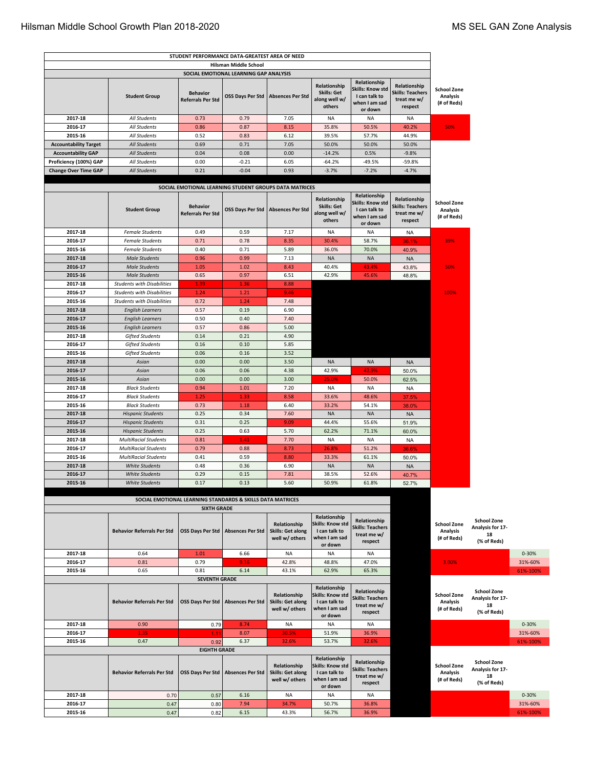Hilsman Middle School Growth Plan 2018-2020

MS SEL GAN Zone Analysis

| STUDENT PERFORMANCE DATA-GREATEST AREA OF NEED | | | | | | | | |
|---|---|---|---|---|---|---|---|---|
| Hilsman Middle School | | | | | | | | |
| SOCIAL EMOTIONAL LEARNING GAP ANALYSIS | | | | | | | | |
| | Student Group | Behavior Referrals Per Std | OSS Days Per Std | Absences Per Std | Relationship Skills: Get along well w/ others | Relationship Skills: Know std I can talk to when I am sad or down | Relationship Skills: Teachers treat me w/ respect | School Zone Analysis (# of Reds) |
| 2017-18 | All Students | 0.73 | 0.79 | 7.05 | NA | NA | NA | |
| 2016-17 | All Students | 0.86 | 0.87 | 8.15 | 35.8% | 50.5% | 40.2% | 50% |
| 2015-16 | All Students | 0.52 | 0.83 | 6.12 | 39.5% | 57.7% | 44.9% | |
| Accountability Target | All Students | 0.69 | 0.71 | 7.05 | 50.0% | 50.0% | 50.0% | |
| Accountability GAP | All Students | 0.04 | 0.08 | 0.00 | -14.2% | 0.5% | -9.8% | |
| Proficiency (100%) GAP | All Students | 0.00 | -0.21 | 6.05 | -64.2% | -49.5% | -59.8% | |
| Change Over Time GAP | All Students | 0.21 | -0.04 | 0.93 | -3.7% | -7.2% | -4.7% | |

| SOCIAL EMOTIONAL LEARNING STUDENT GROUPS DATA MATRICES | | | | | | | | |
|---|---|---|---|---|---|---|---|---|
| | Student Group | Behavior Referrals Per Std | OSS Days Per Std | Absences Per Std | Relationship Skills: Get along well w/ others | Relationship Skills: Know std I can talk to when I am sad or down | Relationship Skills: Teachers treat me w/ respect | School Zone Analysis (# of Reds) |
| 2017-18 | Female Students | 0.49 | 0.59 | 7.17 | NA | NA | NA | |
| 2016-17 | Female Students | 0.71 | 0.78 | 8.35 | 30.4% | 58.7% | 38.1% | 39% |
| 2015-16 | Female Students | 0.40 | 0.71 | 5.89 | 36.0% | 70.0% | 40.9% | |
| 2017-18 | Male Students | 0.96 | 0.99 | 7.13 | NA | NA | NA | |
| 2016-17 | Male Students | 1.05 | 1.02 | 8.43 | 40.4% | 43.4% | 43.8% | 50% |
| 2015-16 | Male Students | 0.65 | 0.97 | 6.51 | 42.9% | 45.6% | 48.8% | |
| 2017-18 | Students with Disabilities | 1.39 | 1.36 | 8.88 | | | | |
| 2016-17 | Students with Disabilities | 1.24 | 1.21 | 9.46 | | | | 100% |
| 2015-16 | Students with Disabilities | 0.72 | 1.24 | 7.48 | | | | |
| 2017-18 | English Learners | 0.57 | 0.19 | 6.90 | | | | |
| 2016-17 | English Learners | 0.50 | 0.40 | 7.40 | | | | |
| 2015-16 | English Learners | 0.57 | 0.86 | 5.00 | | | | |
| 2017-18 | Gifted Students | 0.14 | 0.21 | 4.90 | | | | |
| 2016-17 | Gifted Students | 0.16 | 0.10 | 5.85 | | | | |
| 2015-16 | Gifted Students | 0.06 | 0.16 | 3.52 | | | | |
| 2017-18 | Asian | 0.00 | 0.00 | 3.50 | NA | NA | NA | |
| 2016-17 | Asian | 0.06 | 0.06 | 4.38 | 42.9% | 42.9% | 50.0% | |
| 2015-16 | Asian | 0.00 | 0.00 | 3.00 | 25.0% | 50.0% | 62.5% | |
| 2017-18 | Black Students | 0.94 | 1.01 | 7.20 | NA | NA | NA | |
| 2016-17 | Black Students | 1.25 | 1.33 | 8.58 | 33.6% | 48.6% | 37.5% | |
| 2015-16 | Black Students | 0.73 | 1.18 | 6.40 | 33.2% | 54.1% | 38.0% | |
| 2017-18 | Hispanic Students | 0.25 | 0.34 | 7.60 | NA | NA | NA | |
| 2016-17 | Hispanic Students | 0.31 | 0.25 | 9.09 | 44.4% | 55.6% | 51.9% | |
| 2015-16 | Hispanic Students | 0.25 | 0.63 | 5.70 | 62.2% | 71.1% | 60.0% | |
| 2017-18 | MultiRacial Students | 0.81 | 1.41 | 7.70 | NA | NA | NA | |
| 2016-17 | MultiRacial Students | 0.79 | 0.88 | 8.73 | 26.8% | 51.2% | 36.6% | |
| 2015-16 | MultiRacial Students | 0.41 | 0.59 | 8.80 | 33.3% | 61.1% | 50.0% | |
| 2017-18 | White Students | 0.48 | 0.36 | 6.90 | NA | NA | NA | |
| 2016-17 | White Students | 0.29 | 0.15 | 7.81 | 38.5% | 52.6% | 40.7% | |
| 2015-16 | White Students | 0.17 | 0.13 | 5.60 | 50.9% | 61.8% | 52.7% | |

| SOCIAL EMOTIONAL LEARNING STANDARDS & SKILLS DATA MATRICES | | | | | | | | | |
|---|---|---|---|---|---|---|---|---|---|
| SIXTH GRADE | | | | | | | | | |
| | Behavior Referrals Per Std | OSS Days Per Std | Absences Per Std | Relationship Skills: Get along well w/ others | Relationship Skills: Know std I can talk to when I am sad or down | Relationship Skills: Teachers treat me w/ respect | School Zone Analysis (# of Reds) | School Zone Analysis for 17-18 (% of Reds) | |
| 2017-18 | 0.64 | 1.01 | 6.66 | NA | NA | NA | | | 0-30% |
| 2016-17 | 0.81 | 0.79 | 9.16 | 42.8% | 48.8% | 47.0% | 3.00% | | 31%-60% |
| 2015-16 | 0.65 | 0.81 | 6.14 | 43.1% | 62.9% | 65.3% | | | 61%-100% |
| SEVENTH GRADE | | | | | | | | | |
| | Behavior Referrals Per Std | OSS Days Per Std | Absences Per Std | Relationship Skills: Get along well w/ others | Relationship Skills: Know std I can talk to when I am sad or down | Relationship Skills: Teachers treat me w/ respect | School Zone Analysis (# of Reds) | School Zone Analysis for 17-18 (% of Reds) | |
| 2017-18 | 0.90 | 0.79 | 8.74 | NA | NA | NA | | | 0-30% |
| 2016-17 | 1.35 | 1.11 | 8.07 | 30.5% | 51.9% | 36.9% | | | 31%-60% |
| 2015-16 | 0.47 | 0.92 | 6.37 | 32.6% | 53.7% | 32.6% | | | 61%-100% |
| EIGHTH GRADE | | | | | | | | | |
| | Behavior Referrals Per Std | OSS Days Per Std | Absences Per Std | Relationship Skills: Get along well w/ others | Relationship Skills: Know std I can talk to when I am sad or down | Relationship Skills: Teachers treat me w/ respect | School Zone Analysis (# of Reds) | School Zone Analysis for 17-18 (% of Reds) | |
| 2017-18 | 0.70 | 0.57 | 6.16 | NA | NA | NA | | | 0-30% |
| 2016-17 | 0.47 | 0.80 | 7.94 | 34.7% | 50.7% | 36.8% | | | 31%-60% |
| 2015-16 | 0.47 | 0.82 | 6.15 | 43.3% | 56.7% | 36.9% | | | 61%-100% |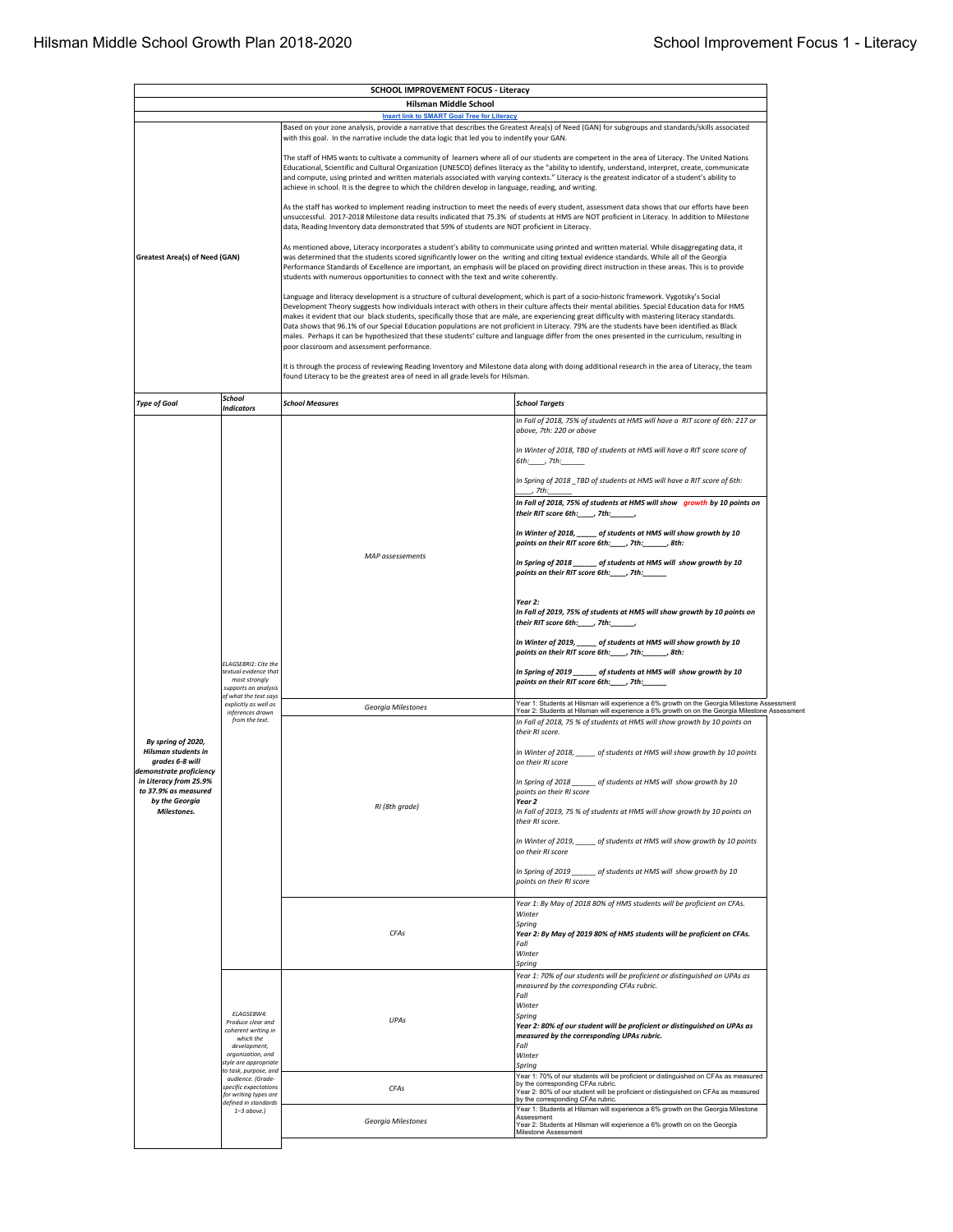| SCHOOL IMPROVEMENT FOCUS - Literacy | | | |
|---|---|---|---|
| **Hilsman Middle School** | | | |
| **Insert link to SMART Goal Tree for Literacy** | | | |
| **Greatest Area(s) of Need (GAN)** | | Based on your zone analysis, provide a narrative that describes the Greatest Area(s) of Need (GAN) for subgroups and standards/skills associated with this goal. In the narrative include the data logic that led you to indentify your GAN.<br><br>The staff of HMS wants to cultivate a community of learners where all of our students are competent in the area of Literacy. The United Nations Educational, Scientific and Cultural Organization (UNESCO) defines literacy as the "ability to identify, understand, interpret, create, communicate and compute, using printed and written materials associated with varying contexts." Literacy is the greatest indicator of a student's ability to achieve in school. It is the degree to which the children develop in language, reading, and writing.<br><br>As the staff has worked to implement reading instruction to meet the needs of every student, assessment data shows that our efforts have been unsuccessful. 2017-2018 Milestone data results indicated that 75.3% of students at HMS are NOT proficient in Literacy. In addition to Milestone data, Reading Inventory data demonstrated that 59% of students are NOT proficient in Literacy.<br><br>As mentioned above, Literacy incorporates a student's ability to communicate using printed and written material. While disaggregating data, it was determined that the students scored significantly lower on the writing and citing textual evidence standards. While all of the Georgia Performance Standards of Excellence are important, an emphasis will be placed on providing direct instruction in these areas. This is to provide students with numerous opportunities to connect with the text and write coherently.<br><br>Language and literacy development is a structure of cultural development, which is part of a socio-historic framework. Vygotsky's Social Development Theory suggests how individuals interact with others in their culture affects their mental abilities. Special Education data for HMS makes it evident that our black students, specifically those that are male, are experiencing great difficulty with mastering literacy standards. Data shows that 96.1% of our Special Education populations are not proficient in Literacy. 79% are the students have been identified as Black males. Perhaps it can be hypothesized that these students' culture and language differ from the ones presented in the curriculum, resulting in poor classroom and assessment performance.<br><br>It is through the process of reviewing Reading Inventory and Milestone data along with doing additional research in the area of Literacy, the team found Literacy to be the greatest area of need in all grade levels for Hilsman. | |
| ***Type of Goal*** | ***School Indicators*** | ***School Measures*** | ***School Targets*** |
| *By spring of 2020, Hilsman students in grades 6-8 will demonstrate proficiency in Literacy from 25.9% to 37.9% as measured by the Georgia Milestones.* | *ELAGSE8RI1: Cite the textual evidence that most strongly supports an analysis of what the text says explicitly as well as inferences drawn from the text.* | *MAP assessements* | *In Fall of 2018, 75% of students at HMS will have a RIT score of 6th: 217 or above, 7th: 220 or above*<br><br>*In Winter of 2018, TBD of students at HMS will have a RIT score score of 6th:____, 7th:______*<br><br>*In Spring of 2018 _TBD of students at HMS will have a RIT score of 6th: ____, 7th:______*<br><br>***In Fall of 2018, 75% of students at HMS will show growth by 10 points on their RIT score 6th:____, 7th:______,***<br><br>***In Winter of 2018, _____ of students at HMS will show growth by 10 points on their RIT score 6th:____, 7th:______, 8th:***<br><br>***In Spring of 2018 ______ of students at HMS will show growth by 10 points on their RIT score 6th:____, 7th:______***<br><br>***Year 2:***<br>***In Fall of 2019, 75% of students at HMS will show growth by 10 points on their RIT score 6th:____, 7th:______,***<br><br>***In Winter of 2019, _____ of students at HMS will show growth by 10 points on their RIT score 6th:____, 7th:______, 8th:***<br><br>***In Spring of 2019 ______ of students at HMS will show growth by 10 points on their RIT score 6th:____, 7th:______*** |
| | | *Georgia Milestones* | Year 1: Students at Hilsman will experience a 6% growth on the Georgia Milestone Assessment<br>Year 2: Students at Hilsman will experience a 6% growth on on the Georgia Milestone Assessment |
| | | *RI (8th grade)* | *In Fall of 2018, 75 % of students at HMS will show growth by 10 points on their RI score.*<br><br>*In Winter of 2018, _____ of students at HMS will show growth by 10 points on their RI score*<br><br>*In Spring of 2018 ______ of students at HMS will show growth by 10 points on their RI score*<br>***Year 2***<br>*In Fall of 2019, 75 % of students at HMS will show growth by 10 points on their RI score.*<br><br>*In Winter of 2019, _____ of students at HMS will show growth by 10 points on their RI score*<br><br>*In Spring of 2019 ______ of students at HMS will show growth by 10 points on their RI score* |
| | | *CFAs* | *Year 1: By May of 2018 80% of HMS students will be proficient on CFAs.*<br>*Winter*<br>*Spring*<br>***Year 2: By May of 2019 80% of HMS students will be proficient on CFAs.***<br>*Fall*<br>*Winter*<br>*Spring* |
| | *ELAGSE8W4: Produce clear and coherent writing in which the development, organization, and style are appropriate to task, purpose, and audience. (Grade-specific expectations for writing types are defined in standards 1–3 above.)* | *UPAs* | *Year 1: 70% of our students will be proficient or distinguished on UPAs as measured by the corresponding CFAs rubric.*<br>*Fall*<br>*Winter*<br>*Spring*<br>***Year 2: 80% of our student will be proficient or distinguished on UPAs as measured by the corresponding UPAs rubric.***<br>*Fall*<br>*Winter*<br>*Spring* |
| | | *CFAs* | Year 1: 70% of our students will be proficient or distinguished on CFAs as measured by the corresponding CFAs rubric.<br>Year 2: 80% of our student will be proficient or distinguished on CFAs as measured by the corresponding CFAs rubric. |
| | | *Georgia Milestones* | Year 1: Students at Hilsman will experience a 6% growth on the Georgia Milestone Assessment<br>Year 2: Students at Hilsman will experience a 6% growth on on the Georgia Milestone Assessment |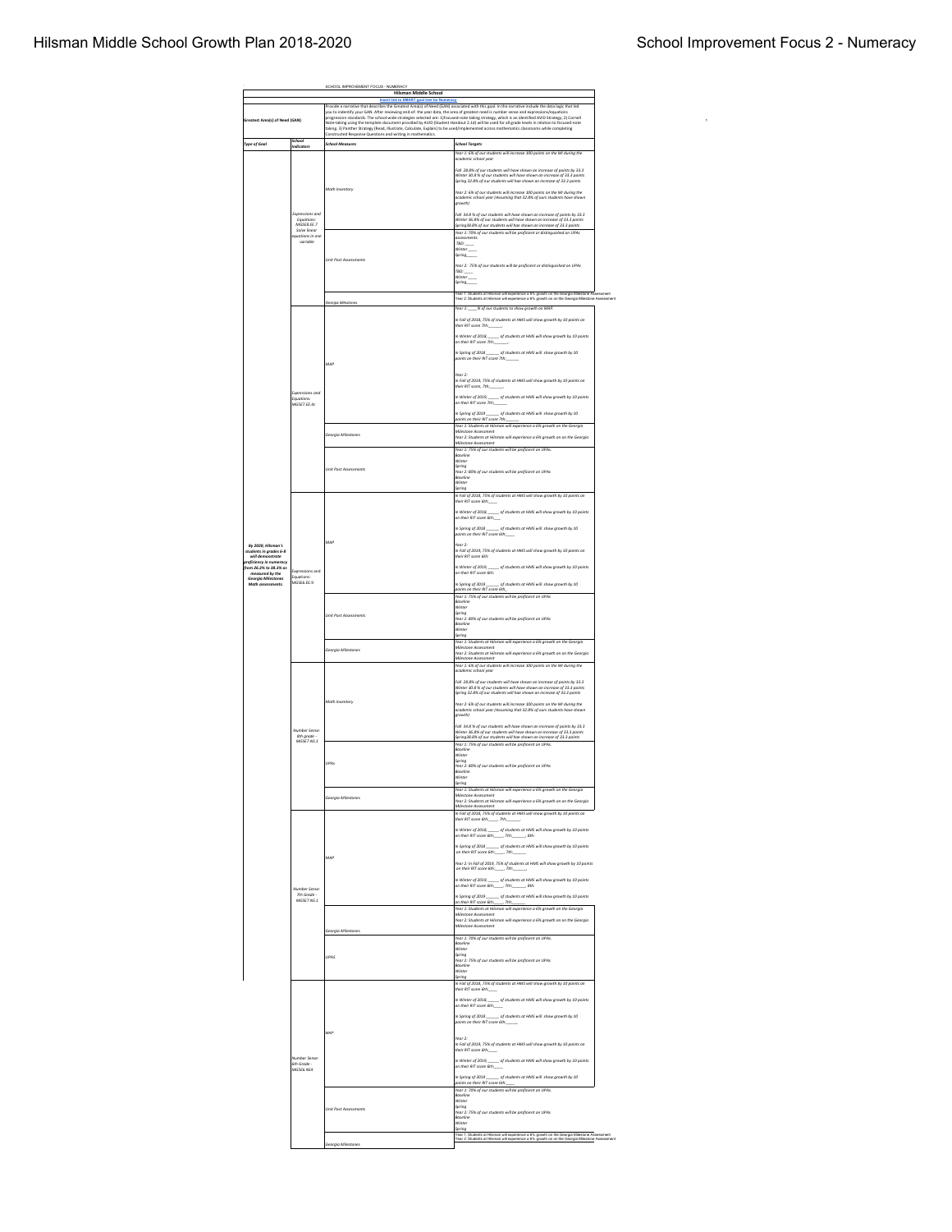SCHOOL IMPROVEMENT FOCUS - NUMERACY

**Hilsman Middle School**

Insert link to SMART goal tree for Numeracy

| Greatest Area(s) of Need (GAN) | | Provide a narrative that describes the Greatest Area(s) of Need (GAN) associated with this goal. In the narrative include the data logic that led you to identify your GAN. After reviewing end-of- the year data, the area of greatest need is number sense and expressions/equations progression standards. The school-wide strategies selected are: 1)Focused-note taking strategy, which is an identified AVID Strategy; 2) Cornell Note-taking using the template document provided by AVID (Student Handout 2.1d) will be used for all grade levels in relation to focused-note taking. 3) Panther Strategy (Read, Illustrate, Calculate, Explain) to be used/implemented across mathematics classrooms while completing Constructed Response Questions and writing in mathematics. | |
|---|---|---|---|
| **Type of Goal** | **School Indicators** | **School Measures** | **School Targets** |
| By 2020, Hilsman's students in grades 6-8 will demonstrate proficiency in numeracy from 26.3% to 38.3% as measured by the Georgia Milestones Math assessments. | Expressions and Equations: MGSE8.EE.7 Solve linear equations in one variable | Math Inventory | Year 1: 6% of our students will increase 100 points on the MI during the academic school year<br><br>Fall 28.8% of our students will have shown an increase of points by 33.3<br>Winter 30.8 % of our students will have shown an increase of 33.3 points<br>Spring 32.8% of our students will hae shown an increase of 33.3 points<br><br>Year 2: 6% of our students will increase 100 points on the MI during the academic school year (Assuming that 32.8% of ours students have shown growth)<br><br>Fall 34.8 % of our students will have shown an increase of points by 33.3<br>Winter 36.8% of our students will have shown an increase of 33.3 points<br>Spring38.8% of our students will have shown an increase of 33.3 points |
| | | Unit Post Assessments | Year 1: 70% of our students will be proficient or distinguished on UPAs assessments.<br>TBD: ____<br>Winter ____<br>Spring_____<br><br>Year 2: 75% of our students will be proficient or distinguished on UPAs<br>TBD: ____<br>Winter ____<br>Spring_____ |
| | | Georgia Milestones | Year 1: Students at Hilsman will experience a 6% growth on the Georgia Milestone Assessment<br>Year 2: Students at Hilsman will experience a 6% growth on on the Georgia Milestone Assessment |
| | Expressions and Equations: MGSE7.EE.4c | MAP | Year 1: ____% of our students to show growth on MAP.<br><br>In Fall of 2018, 75% of students at HMS will show growth by 10 points on their RIT score 7th:______<br><br>In Winter of 2018, _____ of students at HMS will show growth by 10 points on their RIT score 7th:_______.<br><br>In Spring of 2018 ______ of students at HMS will show growth by 10 points on their RIT score 7th:______<br><br>Year 2:<br>In Fall of 2019, 75% of students at HMS will show growth by 10 points on their RIT score, 7th:_______<br><br>In Winter of 2019, _____ of students at HMS will show growth by 10 points on their RIT score 7th:______<br><br>In Spring of 2019 ______ of students at HMS will show growth by 10 points on their RIT score 7th:______ |
| | | Georgia Milestones | Year 1: Students at Hilsman will experience a 6% growth on the Georgia Milestone Assessment<br>Year 2: Students at Hilsman will experience a 6% growth on on the Georgia Milestone Assessment |
| | | Unit Post Assessments | Year 1: 75% of our students will be proficient on UPAs<br>Baseline<br>Winter<br>Spring<br>Year 2: 80% of our students will be proficient on UPAs<br>Baseline<br>Winter<br>Spring |
| | Expressions and Equations: MGSE6.EE.9 | MAP | In Fall of 2018, 75% of students at HMS will show growth by 10 points on their RIT score 6th:____<br><br>In Winter of 2018, _____ of students at HMS will show growth by 10 points on their RIT score 6th:____<br><br>In Spring of 2018 ______ of students at HMS will show growth by 10 points on their RIT score 6th:_____<br><br>Year 2:<br>In Fall of 2019, 75% of students at HMS will show growth by 10 points on their RIT score 6th:<br><br>In Winter of 2019 _____ of students at HMS will show growth by 10 points on their RIT score 6th:<br><br>In Spring of 2019 ______ of students at HMS will show growth by 10 points on their RIT score 6th:____ |
| | | Unit Post Assessments | Year 1: 75% of our students will be proficient on UPAs<br>Baseline<br>Winter<br>Spring<br>Year 2: 80% of our students will be proficient on UPAs<br>Baseline<br>Winter<br>Spring |
| | | Georgia Milestones | Year 1: Students at Hilsman will experience a 6% growth on the Georgia Milestone Assessment<br>Year 2: Students at Hilsman will experience a 6% growth on on the Georgia Milestone Assessment |
| | Number Sense: 8th grade - MGSE7.NS.1 | Math Inventory | Year 1: 6% of our students will increase 100 points on the MI during the academic school year<br><br>Fall 28.8% of our students will have shown an increase of points by 33.3<br>Winter 30.8 % of our students will have shown an increase of 33.3 points<br>Spring 32.8% of our students will hae shown an increase of 33.3 points<br><br>Year 2: 6% of our students will increase 100 points on the MI during the academic school year (Assuming that 32.8% of ours students have shown growth)<br><br>Fall 34.8 % of our students will have shown an increase of points by 33.3<br>Winter 36.8% of our students will have shown an increase of 33.3 points<br>Spring38.8% of our students will have shown an increase of 33.3 points |
| | | UPAs | Year 1: 75% of our students will be proficient on UPAs<br>Baseline<br>Winter<br>Spring<br>Year 2: 80% of our students will be proficient on UPAs<br>Baseline<br>Winter<br>Spring |
| | | Georgia Milestones | Year 1: Students at Hilsman will experience a 6% growth on the Georgia Milestone Assessment<br>Year 2: Students at Hilsman will experience a 6% growth on on the Georgia Milestone Assessment |
| | Number Sense: 7th Grade - MGSE7.NS.1 | MAP | In Fall of 2018, 75% of students at HMS will show growth by 10 points on their RIT score 6th:_____, 7th:______.<br><br>In Winter of 2018, _____ of students at HMS will show growth by 10 points on their RIT score 6th:_____, 7th:_______, 8th:<br><br>In Spring of 2018 ______ of students at HMS will show growth by 10 points on their RIT score 6th:_____, 7th:______<br><br>Year 2: In Fall of 2019, 75% of students at HMS will show growth by 10 points on their RIT score 6th:_____, 7th:_______<br><br>In Winter of 2019, _____ of students at HMS will show growth by 10 points on their RIT score 6th:_____, 7th:_______, 8th:<br><br>In Spring of 2019 ______ of students at HMS will show growth by 10 points on their RIT score 6th:_____, 7th:______ |
| | | Georgia Milestones | Year 1: Students at Hilsman will experience a 6% growth on the Georgia Milestone Assessment<br>Year 2: Students at Hilsman will experience a 6% growth on on the Georgia Milestone Assessment |
| | | UPAS | Year 1: 70% of our students will be proficient on UPAs<br>Baseline<br>Winter<br>Spring<br>Year 2: 75% of our students will be proficient on UPAs<br>Baseline<br>Winter<br>Spring |
| | Number Sense: 6th Grade - MGSE6.NS4 | MAP | In Fall of 2018, 75% of students at HMS will show growth by 10 points on their RIT score 6th:____<br><br>In Winter of 2018, _____ of students at HMS will show growth by 10 points on their RIT score 6th:____<br><br>In Spring of 2018 ______ of students at HMS will show growth by 10 points on their RIT score 6th:_____<br><br>Year 2:<br>In Fall of 2019, 75% of students at HMS will show growth by 10 points on their RIT score 6th:____<br><br>In Winter of 2019, _____ of students at HMS will show growth by 10 points on their RIT score 6th:____<br><br>In Spring of 2019 ______ of students at HMS will show growth by 10 points on their RIT score 6th:____ |
| | | Unit Post Assessments | Year 1: 70% of our students will be proficient on UPAs<br>Baseline<br>Winter<br>Spring<br>Year 2: 75% of our students will be proficient on UPAs<br>Baseline<br>Winter<br>Spring |
| | | Georgia Milestones | Year 1: Students at Hilsman will experience a 6% growth on the Georgia Milestone Assessment<br>Year 2: Students at Hilsman will experience a 6% growth on on the Georgia Milestone Assessment |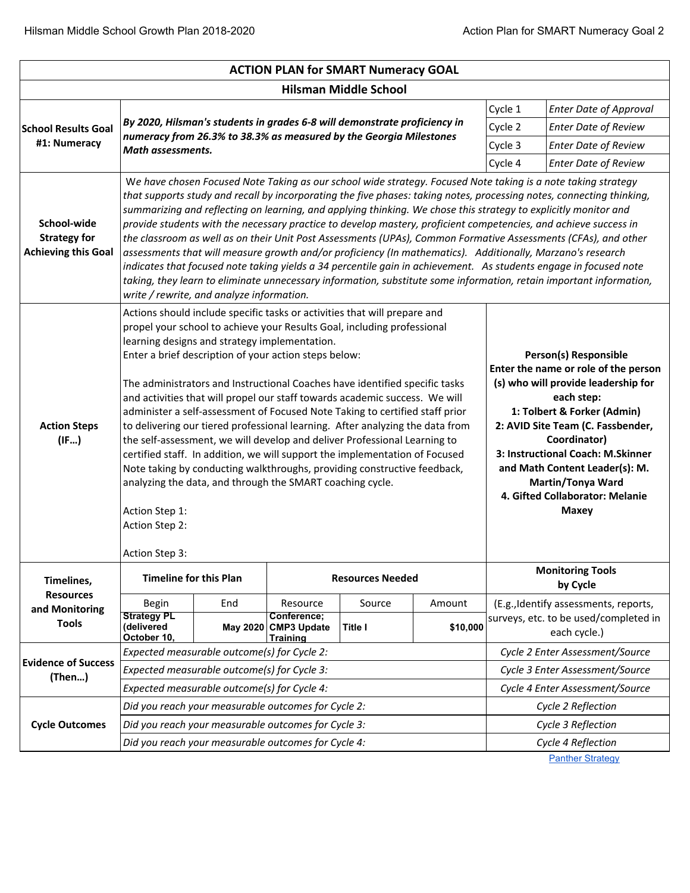| ACTION PLAN for SMART Numeracy GOAL | | | | | | |
|---|---|---|---|---|---|---|
| **Hilsman Middle School** | | | | | | |
| **School Results Goal #1: Numeracy** | ***By 2020, Hilsman's students in grades 6-8 will demonstrate proficiency in numeracy from 26.3% to 38.3% as measured by the Georgia Milestones Math assessments.*** | | | | Cycle 1 | *Enter Date of Approval* |
| | | | | | Cycle 2 | *Enter Date of Review* |
| | | | | | Cycle 3 | *Enter Date of Review* |
| | | | | | Cycle 4 | *Enter Date of Review* |
| **School-wide Strategy for Achieving this Goal** | *We have chosen Focused Note Taking as our school wide strategy. Focused Note taking is a note taking strategy that supports study and recall by incorporating the five phases: taking notes, processing notes, connecting thinking, summarizing and reflecting on learning, and applying thinking. We chose this strategy to explicitly monitor and provide students with the necessary practice to develop mastery, proficient competencies, and achieve success in the classroom as well as on their Unit Post Assessments (UPAs), Common Formative Assessments (CFAs), and other assessments that will measure growth and/or proficiency (In mathematics). Additionally, Marzano's research indicates that focused note taking yields a 34 percentile gain in achievement. As students engage in focused note taking, they learn to eliminate unnecessary information, substitute some information, retain important information, write / rewrite, and analyze information.* | | | | | |
| **Action Steps (IF…)** | Actions should include specific tasks or activities that will prepare and propel your school to achieve your Results Goal, including professional learning designs and strategy implementation.<br>Enter a brief description of your action steps below:<br><br>The administrators and Instructional Coaches have identified specific tasks and activities that will propel our staff towards academic success. We will administer a self-assessment of Focused Note Taking to certified staff prior to delivering our tiered professional learning. After analyzing the data from the self-assessment, we will develop and deliver Professional Learning to certified staff. In addition, we will support the implementation of Focused Note taking by conducting walkthroughs, providing constructive feedback, analyzing the data, and through the SMART coaching cycle.<br><br>Action Step 1:<br>Action Step 2:<br><br>Action Step 3: | | | | **Person(s) Responsible**<br>**Enter the name or role of the person (s) who will provide leadership for each step:**<br>**1: Tolbert & Forker (Admin)**<br>**2: AVID Site Team (C. Fassbender, Coordinator)**<br>**3: Instructional Coach: M.Skinner and Math Content Leader(s): M. Martin/Tonya Ward**<br>**4. Gifted Collaborator: Melanie Maxey** | |
| **Timelines, Resources and Monitoring Tools** | **Timeline for this Plan** | | **Resources Needed** | | **Monitoring Tools by Cycle** | |
| | Begin | End | Resource | Source | Amount | (E.g.,Identify assessments, reports, surveys, etc. to be used/completed in each cycle.) |
| | **Strategy PL (delivered October 10,** | **May 2020** | **Conference; CMP3 Update Training** | **Title I** | **$10,000** | |
| **Evidence of Success (Then…)** | *Expected measurable outcome(s) for Cycle 2:* | | | | *Cycle 2 Enter Assessment/Source* | |
| | *Expected measurable outcome(s) for Cycle 3:* | | | | *Cycle 3 Enter Assessment/Source* | |
| | *Expected measurable outcome(s) for Cycle 4:* | | | | *Cycle 4 Enter Assessment/Source* | |
| **Cycle Outcomes** | *Did you reach your measurable outcomes for Cycle 2:* | | | | *Cycle 2 Reflection* | |
| | *Did you reach your measurable outcomes for Cycle 3:* | | | | *Cycle 3 Reflection* | |
| | *Did you reach your measurable outcomes for Cycle 4:* | | | | *Cycle 4 Reflection* | |

Panther Strategy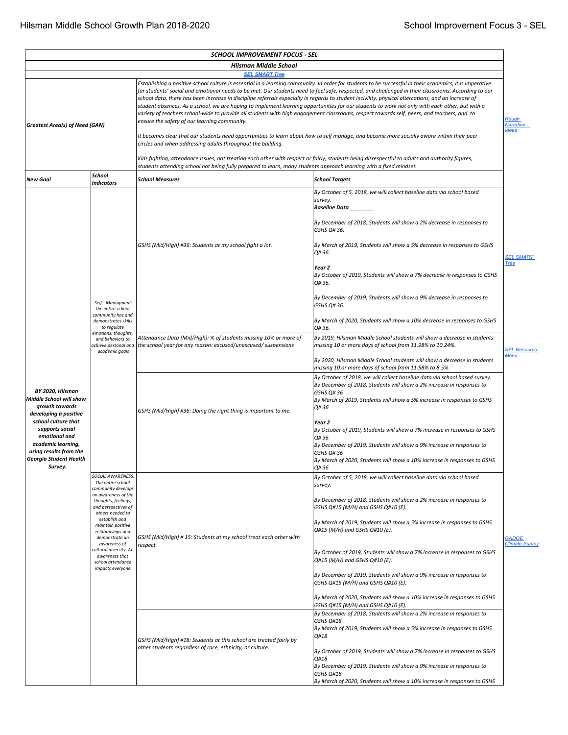| ***SCHOOL IMPROVEMENT FOCUS - SEL*** | | | | |
|---|---|---|---|---|
| ***Hilsman Middle School*** | | | | |
| **SEL SMART Tree** | | | | |
| ***Greatest Area(s) of Need (GAN)*** | | *Establishing a positive school culture is essential in a learning community. In order for students to be successful in their academics, it is imperative for students' social and emotional needs to be met. Our students need to feel safe, respected, and challenged in their classrooms. According to our school data, there has been increase in discipline referrals especially in regards to student incivility, physical altercations, and an increase of student absences. As a school, we are hoping to implement learning opportunities for our students to work not only with each other, but with a variety of teachers school-wide to provide all students with high engagement classrooms, respect towards self, peers, and teachers, and to ensure the safety of our learning community.*<br><br>*It becomes clear that our students need opportunities to learn about how to self manage, and become more socially aware within their peer circles and when addressing adults throughout the building.*<br><br>*Kids fighting, attendance issues, not treating each other with respect or fairly, students being disrespectful to adults and authority figures, students attending school not being fully prepared to learn, many students approach learning with a fixed mindset.* | | Rough Narrative - Ideas |
| ***New Goal*** | ***School Indicators*** | ***School Measures*** | ***School Targets*** | |
| ***BY 2020, Hilsman Middle School will show growth towards developing a positive school culture that supports social emotional and academic learning, using results from the Georgia Student Health Survey.*** | *Self - Managment: the entire school community has and demonstrates skills to regulate emotions, thoughts, and behaviors to achieve personal and academic goals* | *GSHS (Mid/High) #36: Students at my school fight a lot.* | *By October of 5, 2018, we will collect baseline data via school based survey.*<br>***Baseline Data ________***<br><br>*By December of 2018, Students will show a 2% decrease in responses to GSHS Q# 36.*<br><br>*By March of 2019, Students will show a 5% decrease in responses to GSHS Q# 36.*<br><br>***Year 2***<br>*By October of 2019, Students will show a 7% decrease in responses to GSHS Q# 36.*<br><br>*By December of 2019, Students will show a 9% decrease in responses to GSHS Q# 36.*<br><br>*By March of 2020, Students will show a 10% decrease in responses to GSHS Q# 36.* | SEL SMART Tree |
| | | *Attendance Data (Mid/High): % of students missing 10% or more of the school year for any reason: excused/unexcused/ suspensions* | *By 2019, Hilsman Middle School students will show a decrease in students missing 10 or more days of school from 11.98% to 10.24%.*<br><br>*By 2020, Hilsman Middle School students will show a decrease in students missing 10 or more days of school from 11.98% to 8.5%.* | SEL Resource Menu |
| | | *GSHS (Mid/High) #36: Doing the right thing is important to me.* | *By October of 2018, we will collect baseline data via school based survey.*<br>*By December of 2018, Students will show a 2% increase in responses to GSHS Q# 36*<br>*By March of 2019, Students will show a 5% increase in responses to GSHS Q# 36*<br><br>***Year 2***<br>*By October of 2019, Students will show a 7% increase in responses to GSHS Q# 36*<br>*By December of 2019, Students will show a 9% increase in responses to GSHS Q# 36*<br>*By March of 2020, Students will show a 10% increase in responses to GSHS Q# 36* | |
| | *SOCIAL AWARENESS: The entire school community develops an awareness of the thoughts, feelings, and perspectives of others needed to establish and maintain positive relationships and demonstrate an awareness of cultural diversity. An awareness that school attendance impacts everyone.* | *GSHS (Mid/High) # 15: Students at my school treat each other with respect.* | *By October of 5, 2018, we will collect baseline data via school based survey.*<br><br>*By December of 2018, Students will show a 2% increase in responses to GSHS Q#15 (M/H) and GSHS Q#10 (E).*<br><br>*By March of 2019, Students will show a 5% increase in responses to GSHS Q#15 (M/H) and GSHS Q#10 (E).*<br><br>*By October of 2019, Students will show a 7% increase in responses to GSHS Q#15 (M/H) and GSHS Q#10 (E).*<br><br>*By December of 2019, Students will show a 9% increase in responses to GSHS Q#15 (M/H) and GSHS Q#10 (E).*<br><br>*By March of 2020, Students will show a 10% increase in responses to GSHS GSHS Q#15 (M/H) and GSHS Q#10 (E).* | GADOE Climate Survey |
| | | *GSHS (Mid/High) #18: Students at this school are treated fairly by other students regardless of race, ethnicity, or culture.* | *By December of 2018, Students will show a 2% increase in responses to GSHS Q#18*<br>*By March of 2019, Students will show a 5% increase in responses to GSHS Q#18*<br><br>*By October of 2019, Students will show a 7% increase in responses to GSHS Q#18*<br>*By December of 2019, Students will show a 9% increase in responses to GSHS Q#18*<br>*By March of 2020, Students will show a 10% increase in responses to GSHS* | |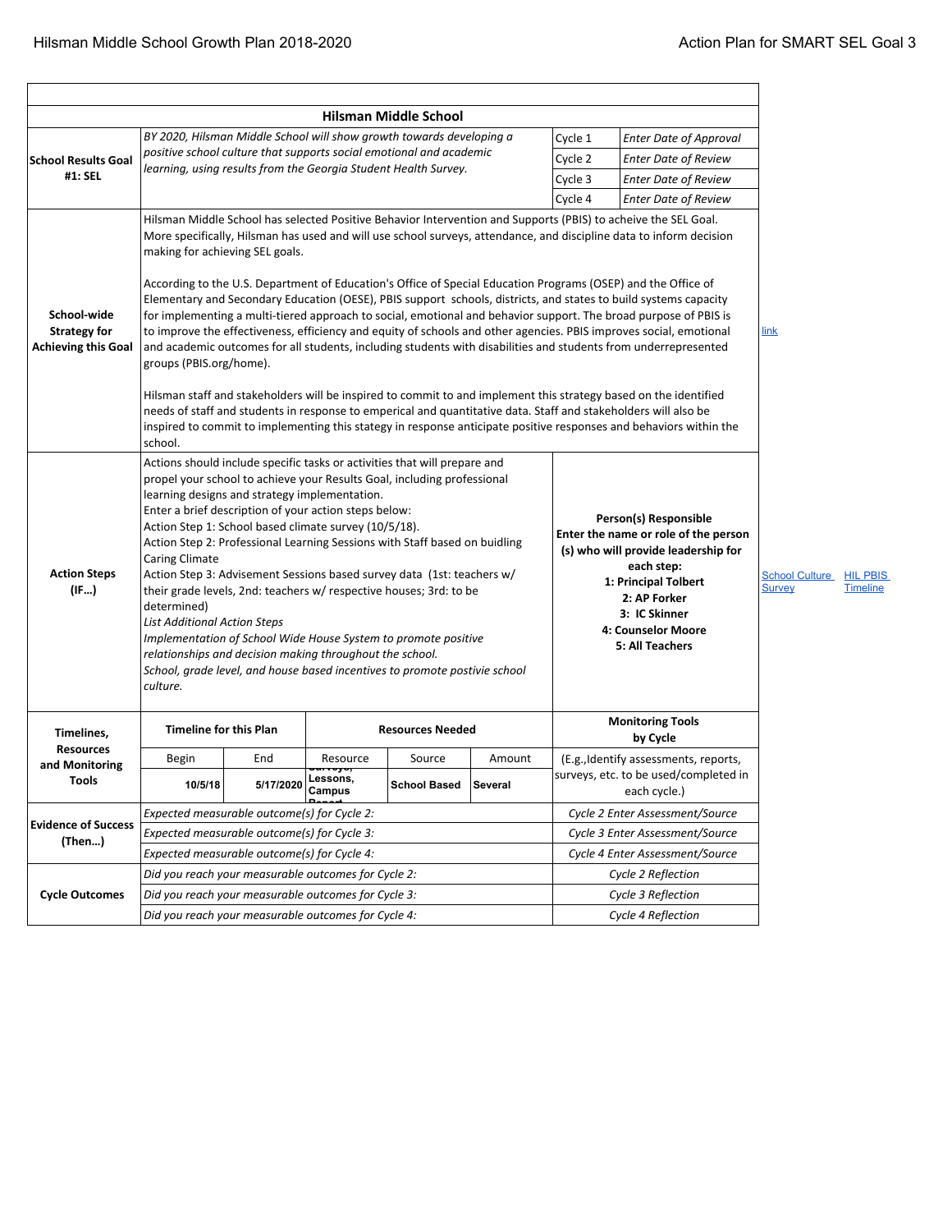| | | | | | | | |
|---|---|---|---|---|---|---|---|
| | **Hilsman Middle School** | | | | | | |
| **School Results Goal #1: SEL** | *BY 2020, Hilsman Middle School will show growth towards developing a positive school culture that supports social emotional and academic learning, using results from the Georgia Student Health Survey.* | | | | Cycle 1 | *Enter Date of Approval* | |
| | | | | | Cycle 2 | *Enter Date of Review* | |
| | | | | | Cycle 3 | *Enter Date of Review* | |
| | | | | | Cycle 4 | *Enter Date of Review* | |
| **School-wide Strategy for Achieving this Goal** | Hilsman Middle School has selected Positive Behavior Intervention and Supports (PBIS) to acheive the SEL Goal. More specifically, Hilsman has used and will use school surveys, attendance, and discipline data to inform decision making for achieving SEL goals.<br><br>According to the U.S. Department of Education's Office of Special Education Programs (OSEP) and the Office of Elementary and Secondary Education (OESE), PBIS support schools, districts, and states to build systems capacity for implementing a multi-tiered approach to social, emotional and behavior support. The broad purpose of PBIS is to improve the effectiveness, efficiency and equity of schools and other agencies. PBIS improves social, emotional and academic outcomes for all students, including students with disabilities and students from underrepresented groups (PBIS.org/home).<br><br>Hilsman staff and stakeholders will be inspired to commit to and implement this strategy based on the identified needs of staff and students in response to emperical and quantitative data. Staff and stakeholders will also be inspired to commit to implementing this stategy in response anticipate positive responses and behaviors within the school. | | | | | | link |
| **Action Steps (IF…)** | Actions should include specific tasks or activities that will prepare and propel your school to achieve your Results Goal, including professional learning designs and strategy implementation.<br>Enter a brief description of your action steps below:<br>Action Step 1: School based climate survey (10/5/18).<br>Action Step 2: Professional Learning Sessions with Staff based on buidling Caring Climate<br>Action Step 3: Advisement Sessions based survey data (1st: teachers w/ their grade levels, 2nd: teachers w/ respective houses; 3rd: to be determined)<br>*List Additional Action Steps*<br>*Implementation of School Wide House System to promote positive relationships and decision making throughout the school.*<br>*School, grade level, and house based incentives to promote postivie school culture.* | | | | **Person(s) Responsible**<br>**Enter the name or role of the person (s) who will provide leadership for each step:**<br>**1: Principal Tolbert**<br>**2: AP Forker**<br>**3: IC Skinner**<br>**4: Counselor Moore**<br>**5: All Teachers** | | School Culture Survey; HIL PBIS Timeline |
| **Timelines, Resources and Monitoring Tools** | **Timeline for this Plan** | | **Resources Needed** | | | **Monitoring Tools by Cycle** | |
| | Begin | End | Resource | Source | Amount | (E.g.,Identify assessments, reports, surveys, etc. to be used/completed in each cycle.) | |
| | **10/5/18** | **5/17/2020** | **Surveys, Lessons, Campus Report** | **School Based** | **Several** | | |
| **Evidence of Success (Then…)** | *Expected measurable outcome(s) for Cycle 2:* | | | | | *Cycle 2 Enter Assessment/Source* | |
| | *Expected measurable outcome(s) for Cycle 3:* | | | | | *Cycle 3 Enter Assessment/Source* | |
| | *Expected measurable outcome(s) for Cycle 4:* | | | | | *Cycle 4 Enter Assessment/Source* | |
| **Cycle Outcomes** | *Did you reach your measurable outcomes for Cycle 2:* | | | | | *Cycle 2 Reflection* | |
| | *Did you reach your measurable outcomes for Cycle 3:* | | | | | *Cycle 3 Reflection* | |
| | *Did you reach your measurable outcomes for Cycle 4:* | | | | | *Cycle 4 Reflection* | |